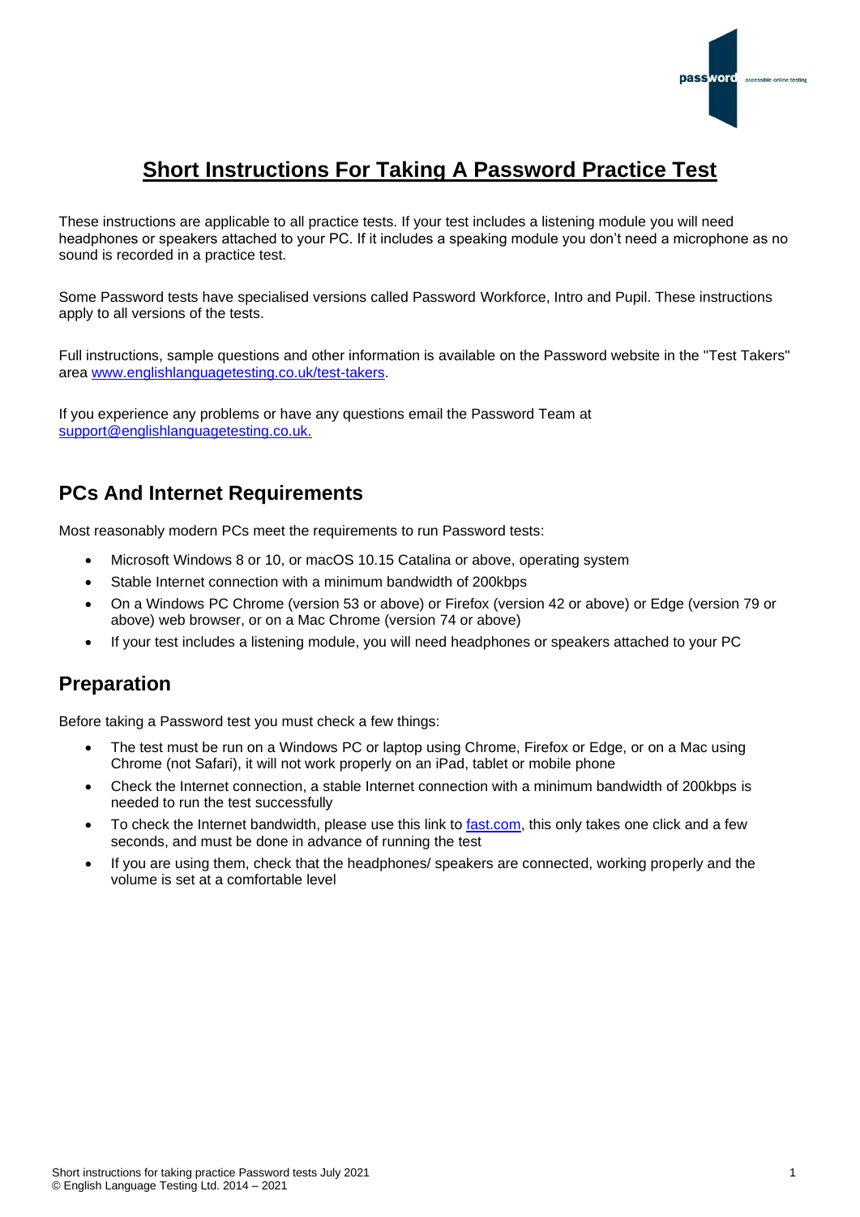# Short Instructions For Taking A Password Practice Test

These instructions are applicable to all practice tests. If your test includes a listening module you will need headphones or speakers attached to your PC. If it includes a speaking module you don't need a microphone as no sound is recorded in a practice test.

Some Password tests have specialised versions called Password Workforce, Intro and Pupil. These instructions apply to all versions of the tests.

Full instructions, sample questions and other information is available on the Password website in the "Test Takers" area [www.englishlanguagetesting.co.uk/test-takers](www.englishlanguagetesting.co.uk/test-takers).

If you experience any problems or have any questions email the Password Team at support@englishlanguagetesting.co.uk.

## PCs And Internet Requirements

Most reasonably modern PCs meet the requirements to run Password tests:

- Microsoft Windows 8 or 10, or macOS 10.15 Catalina or above, operating system
- Stable Internet connection with a minimum bandwidth of 200kbps
- On a Windows PC Chrome (version 53 or above) or Firefox (version 42 or above) or Edge (version 79 or above) web browser, or on a Mac Chrome (version 74 or above)
- If your test includes a listening module, you will need headphones or speakers attached to your PC

## Preparation

Before taking a Password test you must check a few things:

- The test must be run on a Windows PC or laptop using Chrome, Firefox or Edge, or on a Mac using Chrome (not Safari), it will not work properly on an iPad, tablet or mobile phone
- Check the Internet connection, a stable Internet connection with a minimum bandwidth of 200kbps is needed to run the test successfully
- To check the Internet bandwidth, please use this link to [fast.com](fast.com), this only takes one click and a few seconds, and must be done in advance of running the test
- If you are using them, check that the headphones/ speakers are connected, working properly and the volume is set at a comfortable level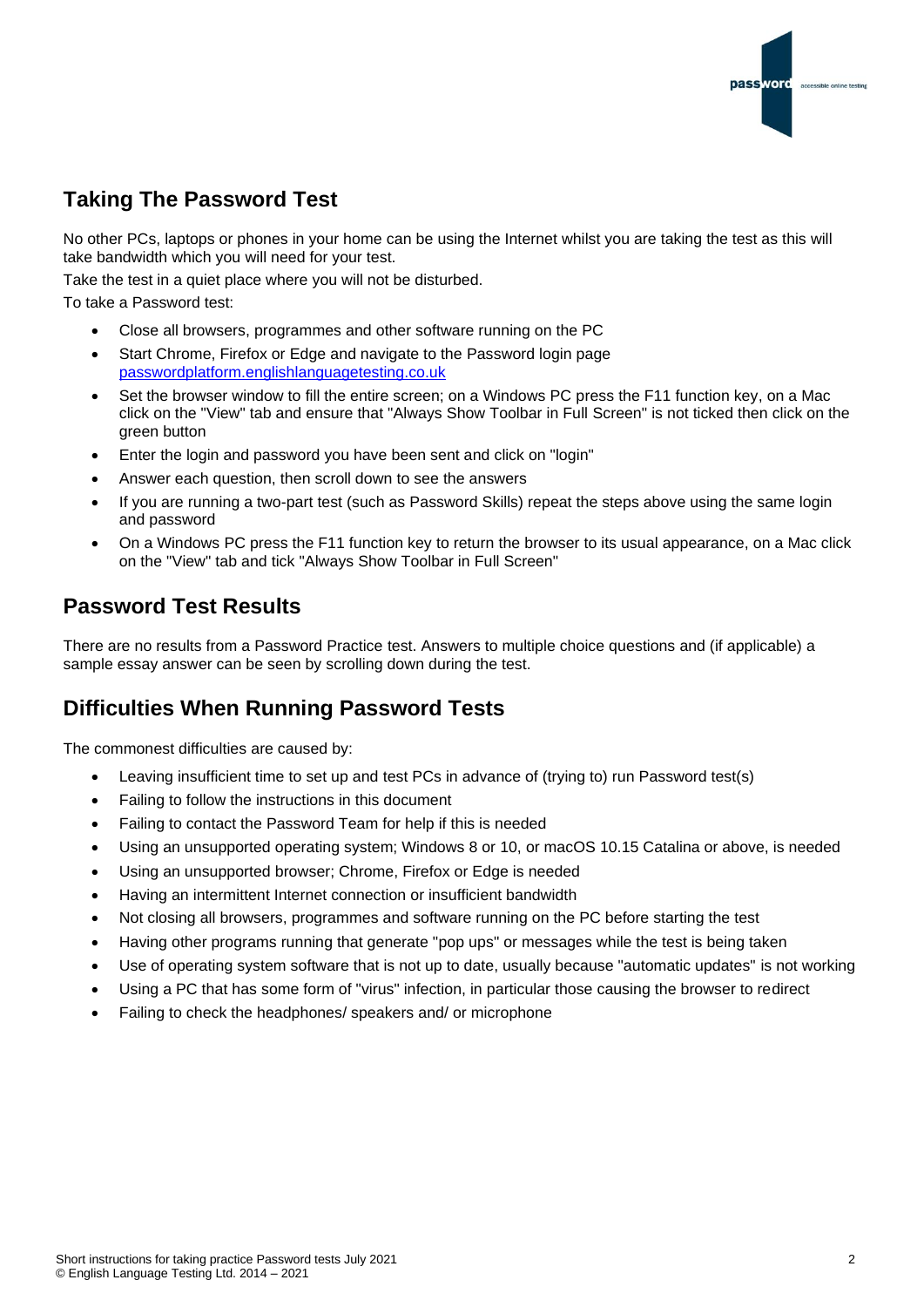## Taking The Password Test

No other PCs, laptops or phones in your home can be using the Internet whilst you are taking the test as this will take bandwidth which you will need for your test.

Take the test in a quiet place where you will not be disturbed.

To take a Password test:

- Close all browsers, programmes and other software running on the PC
- Start Chrome, Firefox or Edge and navigate to the Password login page [passwordplatform.englishlanguagetesting.co.uk](passwordplatform.englishlanguagetesting.co.uk)
- Set the browser window to fill the entire screen; on a Windows PC press the F11 function key, on a Mac click on the "View" tab and ensure that "Always Show Toolbar in Full Screen" is not ticked then click on the green button
- Enter the login and password you have been sent and click on "login"
- Answer each question, then scroll down to see the answers
- If you are running a two-part test (such as Password Skills) repeat the steps above using the same login and password
- On a Windows PC press the F11 function key to return the browser to its usual appearance, on a Mac click on the "View" tab and tick "Always Show Toolbar in Full Screen"

## Password Test Results

There are no results from a Password Practice test. Answers to multiple choice questions and (if applicable) a sample essay answer can be seen by scrolling down during the test.

## Difficulties When Running Password Tests

The commonest difficulties are caused by:

- Leaving insufficient time to set up and test PCs in advance of (trying to) run Password test(s)
- Failing to follow the instructions in this document
- Failing to contact the Password Team for help if this is needed
- Using an unsupported operating system; Windows 8 or 10, or macOS 10.15 Catalina or above, is needed
- Using an unsupported browser; Chrome, Firefox or Edge is needed
- Having an intermittent Internet connection or insufficient bandwidth
- Not closing all browsers, programmes and software running on the PC before starting the test
- Having other programs running that generate "pop ups" or messages while the test is being taken
- Use of operating system software that is not up to date, usually because "automatic updates" is not working
- Using a PC that has some form of "virus" infection, in particular those causing the browser to redirect
- Failing to check the headphones/ speakers and/ or microphone